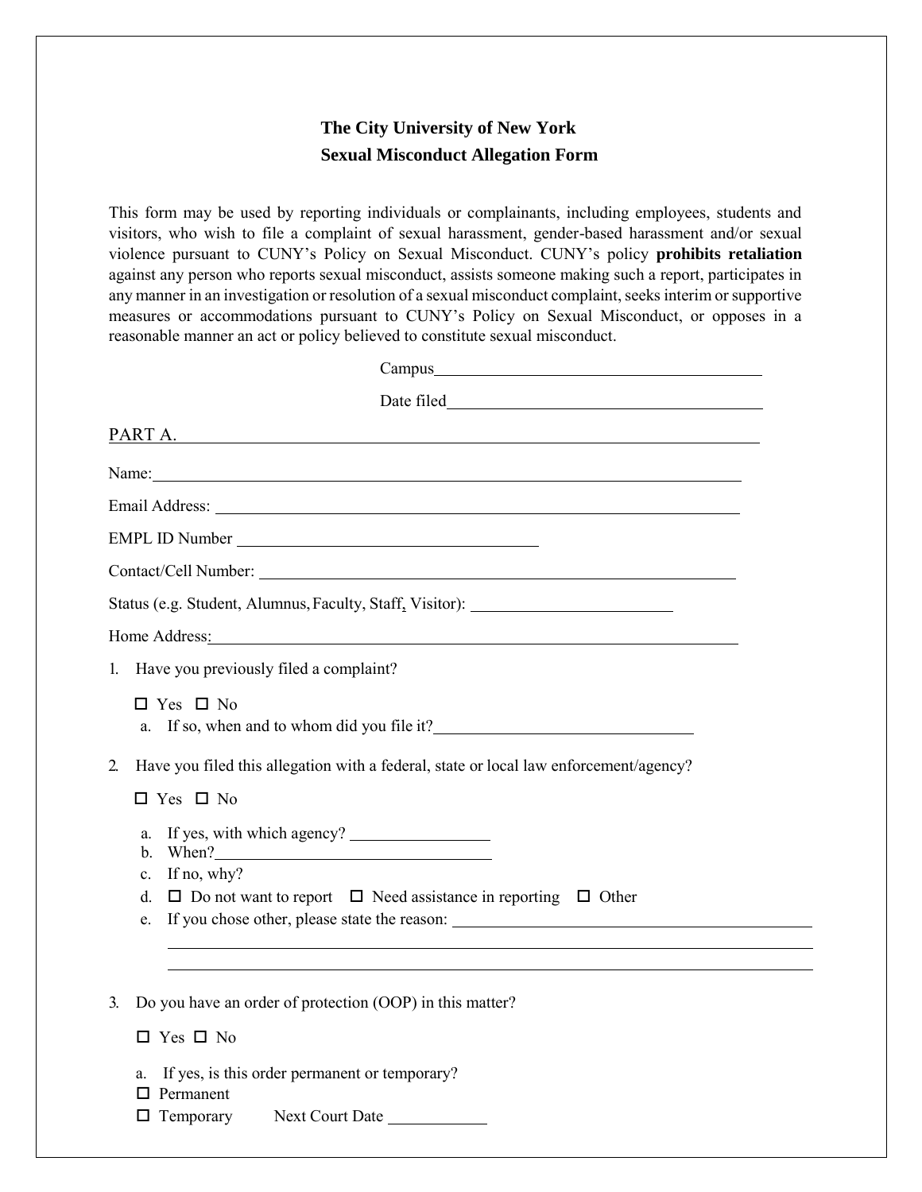# The City University of New York
## Sexual Misconduct Allegation Form

This form may be used by reporting individuals or complainants, including employees, students and visitors, who wish to file a complaint of sexual harassment, gender-based harassment and/or sexual violence pursuant to CUNY's Policy on Sexual Misconduct. CUNY's policy **prohibits retaliation** against any person who reports sexual misconduct, assists someone making such a report, participates in any manner in an investigation or resolution of a sexual misconduct complaint, seeks interim or supportive measures or accommodations pursuant to CUNY's Policy on Sexual Misconduct, or opposes in a reasonable manner an act or policy believed to constitute sexual misconduct.

Campus\_\_\_\_\_\_\_\_\_\_\_\_\_\_\_\_\_\_\_\_\_\_\_\_\_\_\_\_\_\_\_\_\_\_\_\_\_\_\_\_

Date filed\_\_\_\_\_\_\_\_\_\_\_\_\_\_\_\_\_\_\_\_\_\_\_\_\_\_\_\_\_\_\_\_\_\_\_\_\_\_

PART A.

Name:\_\_\_\_\_\_\_\_\_\_\_\_\_\_\_\_\_\_\_\_\_\_\_\_\_\_\_\_\_\_\_\_\_\_\_\_\_\_\_\_\_\_\_\_\_\_\_\_\_\_\_\_\_\_\_\_\_\_\_\_\_\_\_\_

Email Address: \_\_\_\_\_\_\_\_\_\_\_\_\_\_\_\_\_\_\_\_\_\_\_\_\_\_\_\_\_\_\_\_\_\_\_\_\_\_\_\_\_\_\_\_\_\_\_\_\_\_\_\_\_\_\_\_\_

EMPL ID Number \_\_\_\_\_\_\_\_\_\_\_\_\_\_\_\_\_\_\_\_\_\_\_\_\_\_\_\_\_\_\_\_\_\_

Contact/Cell Number: \_\_\_\_\_\_\_\_\_\_\_\_\_\_\_\_\_\_\_\_\_\_\_\_\_\_\_\_\_\_\_\_\_\_\_\_\_\_\_\_\_\_\_\_\_\_\_\_\_\_\_

Status (e.g. Student, Alumnus, Faculty, Staff, Visitor): \_\_\_\_\_\_\_\_\_\_\_\_\_\_\_\_\_\_\_\_\_\_

Home Address:\_\_\_\_\_\_\_\_\_\_\_\_\_\_\_\_\_\_\_\_\_\_\_\_\_\_\_\_\_\_\_\_\_\_\_\_\_\_\_\_\_\_\_\_\_\_\_\_\_\_\_\_\_\_\_\_\_\_\_

1. Have you previously filed a complaint?

   ☐ Yes ☐ No

   a. If so, when and to whom did you file it?\_\_\_\_\_\_\_\_\_\_\_\_\_\_\_\_\_\_\_\_\_\_\_\_\_\_\_\_

2. Have you filed this allegation with a federal, state or local law enforcement/agency?

   ☐ Yes ☐ No

   a. If yes, with which agency? \_\_\_\_\_\_\_\_\_\_\_\_\_\_\_
   b. When?\_\_\_\_\_\_\_\_\_\_\_\_\_\_\_\_\_\_\_\_\_\_\_\_\_\_\_\_\_\_\_
   c. If no, why?
   d. ☐ Do not want to report ☐ Need assistance in reporting ☐ Other
   e. If you chose other, please state the reason: \_\_\_\_\_\_\_\_\_\_\_\_\_\_\_\_\_\_\_\_\_\_\_\_\_\_\_\_\_\_\_\_\_\_\_\_\_\_\_\_

3. Do you have an order of protection (OOP) in this matter?

   ☐ Yes ☐ No

   a. If yes, is this order permanent or temporary?

   ☐ Permanent

   ☐ Temporary Next Court Date \_\_\_\_\_\_\_\_\_\_\_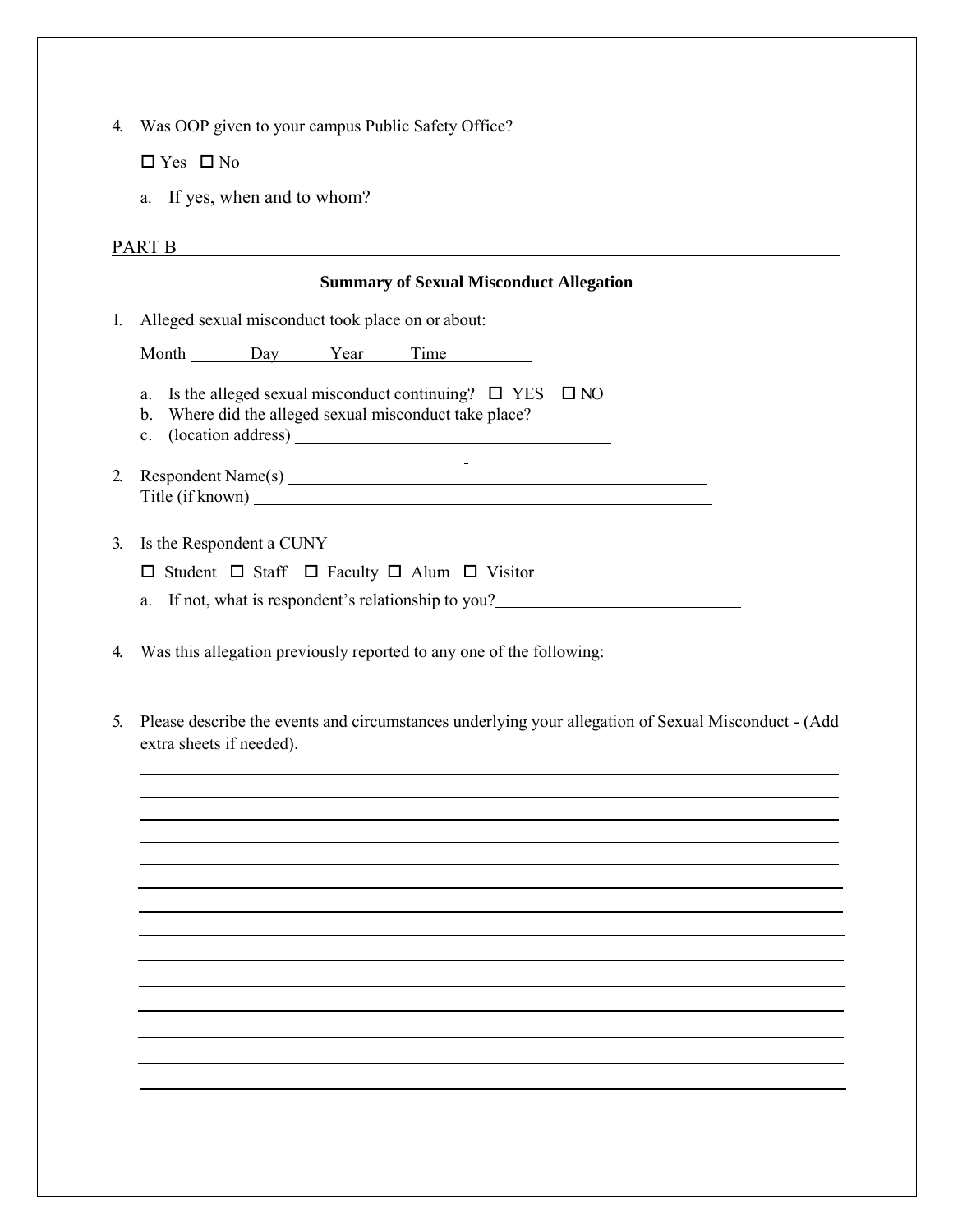4. Was OOP given to your campus Public Safety Office?

   ☐ Yes ☐ No

   a. If yes, when and to whom?

PART B

**Summary of Sexual Misconduct Allegation**

1. Alleged sexual misconduct took place on or about:

   Month \_\_\_\_\_\_ Day \_\_\_\_\_\_ Year \_\_\_\_\_\_ Time \_\_\_\_\_\_

   a. Is the alleged sexual misconduct continuing? ☐ YES ☐ NO
   b. Where did the alleged sexual misconduct take place?
   c. (location address) \_\_\_\_\_\_\_\_\_\_\_\_\_\_\_\_\_\_\_\_\_\_\_\_\_\_\_\_\_\_

2. Respondent Name(s) \_\_\_\_\_\_\_\_\_\_\_\_\_\_\_\_\_\_\_\_\_\_\_\_\_\_\_\_\_\_\_\_\_\_\_\_\_\_\_\_
   Title (if known) \_\_\_\_\_\_\_\_\_\_\_\_\_\_\_\_\_\_\_\_\_\_\_\_\_\_\_\_\_\_\_\_\_\_\_\_\_\_\_\_\_\_\_\_

3. Is the Respondent a CUNY

   ☐ Student ☐ Staff ☐ Faculty ☐ Alum ☐ Visitor

   a. If not, what is respondent's relationship to you?\_\_\_\_\_\_\_\_\_\_\_\_\_\_\_\_\_\_\_\_\_\_\_\_

4. Was this allegation previously reported to any one of the following:

5. Please describe the events and circumstances underlying your allegation of Sexual Misconduct - (Add extra sheets if needed). \_\_\_\_\_\_\_\_\_\_\_\_\_\_\_\_\_\_\_\_\_\_\_\_\_\_\_\_\_\_\_\_\_\_\_\_\_\_\_\_\_\_\_\_\_\_\_\_\_\_\_\_\_\_\_\_\_\_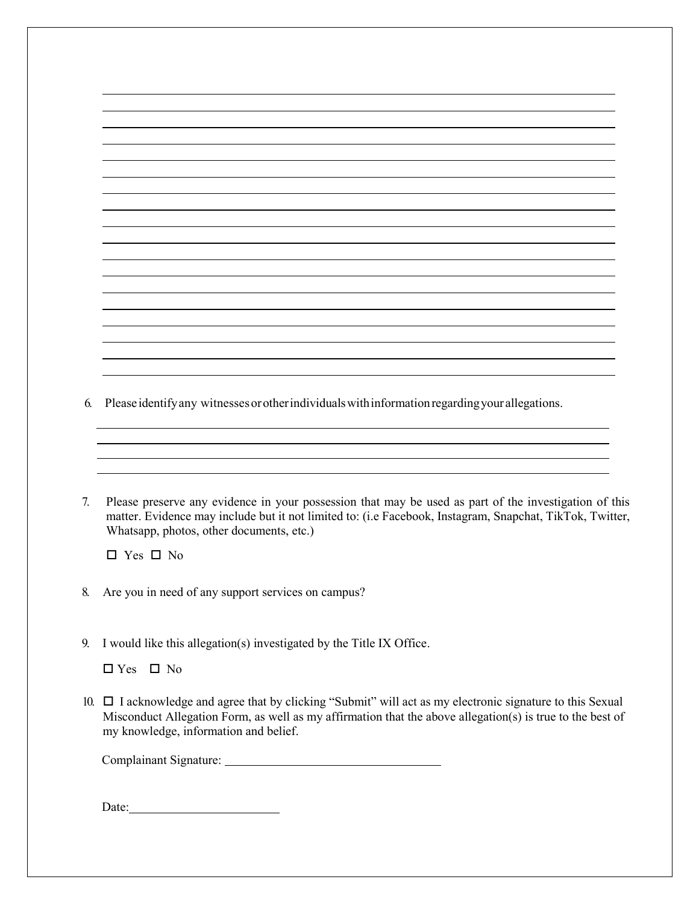6. Please identify any witnesses or other individuals with information regarding your allegations.

7. Please preserve any evidence in your possession that may be used as part of the investigation of this matter. Evidence may include but it not limited to: (i.e Facebook, Instagram, Snapchat, TikTok, Twitter, Whatsapp, photos, other documents, etc.)

   ☐ Yes ☐ No

8. Are you in need of any support services on campus?

9. I would like this allegation(s) investigated by the Title IX Office.

   ☐ Yes ☐ No

10. ☐ I acknowledge and agree that by clicking "Submit" will act as my electronic signature to this Sexual Misconduct Allegation Form, as well as my affirmation that the above allegation(s) is true to the best of my knowledge, information and belief.

    Complainant Signature: ____________________________________

    Date: ________________________